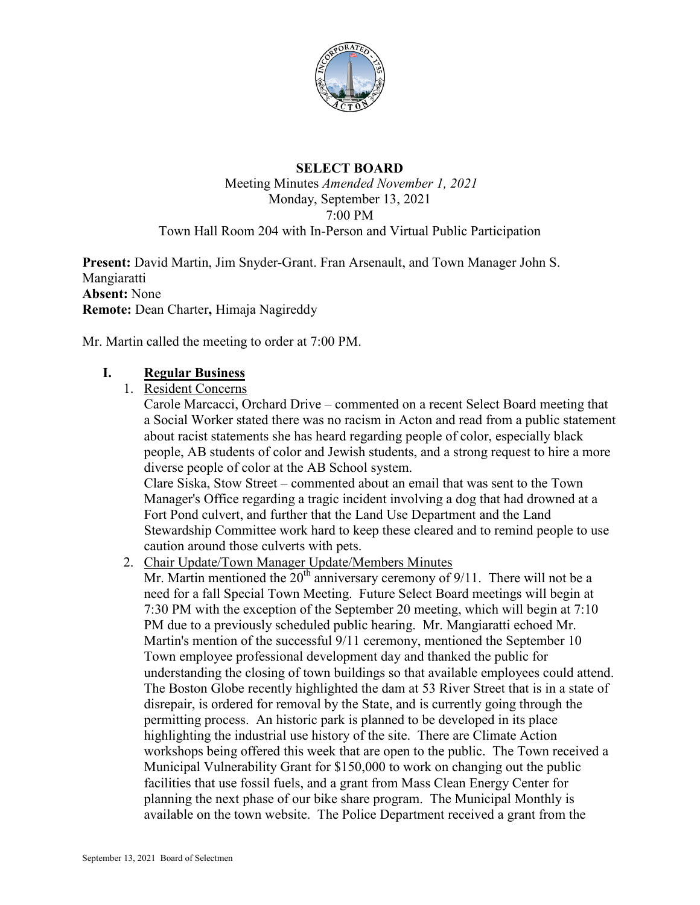# SELECT BOARD

Meeting Minutes *Amended November 1, 2021*
Monday, September 13, 2021
7:00 PM
Town Hall Room 204 with In-Person and Virtual Public Participation

**Present:** David Martin, Jim Snyder-Grant. Fran Arsenault, and Town Manager John S. Mangiaratti
**Absent:** None
**Remote:** Dean Charter**,** Himaja Nagireddy

Mr. Martin called the meeting to order at 7:00 PM.

## I. Regular Business

1. Resident Concerns

   Carole Marcacci, Orchard Drive – commented on a recent Select Board meeting that a Social Worker stated there was no racism in Acton and read from a public statement about racist statements she has heard regarding people of color, especially black people, AB students of color and Jewish students, and a strong request to hire a more diverse people of color at the AB School system.

   Clare Siska, Stow Street – commented about an email that was sent to the Town Manager's Office regarding a tragic incident involving a dog that had drowned at a Fort Pond culvert, and further that the Land Use Department and the Land Stewardship Committee work hard to keep these cleared and to remind people to use caution around those culverts with pets.

2. Chair Update/Town Manager Update/Members Minutes

   Mr. Martin mentioned the 20th anniversary ceremony of 9/11. There will not be a need for a fall Special Town Meeting. Future Select Board meetings will begin at 7:30 PM with the exception of the September 20 meeting, which will begin at 7:10 PM due to a previously scheduled public hearing. Mr. Mangiaratti echoed Mr. Martin's mention of the successful 9/11 ceremony, mentioned the September 10 Town employee professional development day and thanked the public for understanding the closing of town buildings so that available employees could attend. The Boston Globe recently highlighted the dam at 53 River Street that is in a state of disrepair, is ordered for removal by the State, and is currently going through the permitting process. An historic park is planned to be developed in its place highlighting the industrial use history of the site. There are Climate Action workshops being offered this week that are open to the public. The Town received a Municipal Vulnerability Grant for $150,000 to work on changing out the public facilities that use fossil fuels, and a grant from Mass Clean Energy Center for planning the next phase of our bike share program. The Municipal Monthly is available on the town website. The Police Department received a grant from the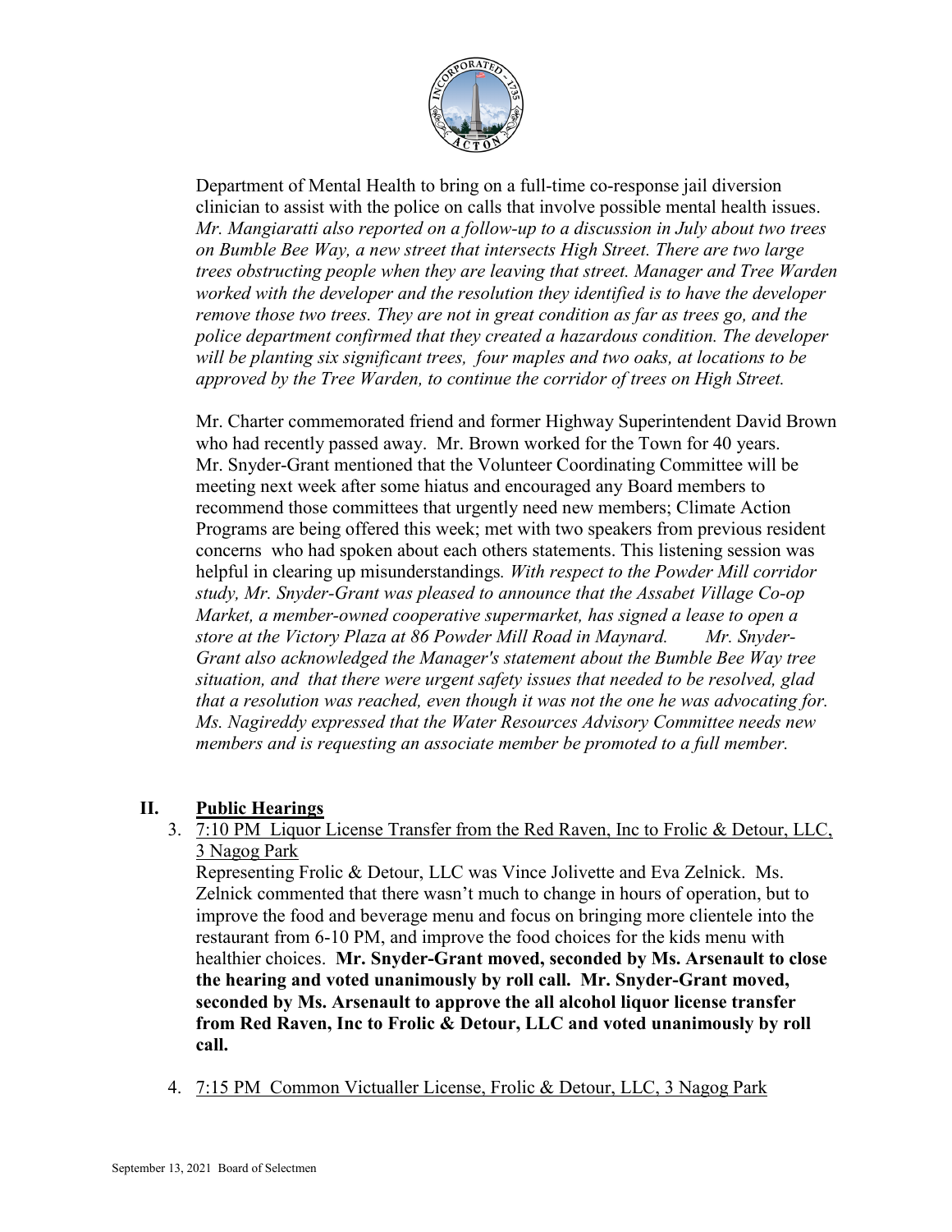Department of Mental Health to bring on a full-time co-response jail diversion clinician to assist with the police on calls that involve possible mental health issues. *Mr. Mangiaratti also reported on a follow-up to a discussion in July about two trees on Bumble Bee Way, a new street that intersects High Street. There are two large trees obstructing people when they are leaving that street. Manager and Tree Warden worked with the developer and the resolution they identified is to have the developer remove those two trees. They are not in great condition as far as trees go, and the police department confirmed that they created a hazardous condition. The developer will be planting six significant trees, four maples and two oaks, at locations to be approved by the Tree Warden, to continue the corridor of trees on High Street.*

Mr. Charter commemorated friend and former Highway Superintendent David Brown who had recently passed away. Mr. Brown worked for the Town for 40 years. Mr. Snyder-Grant mentioned that the Volunteer Coordinating Committee will be meeting next week after some hiatus and encouraged any Board members to recommend those committees that urgently need new members; Climate Action Programs are being offered this week; met with two speakers from previous resident concerns who had spoken about each others statements. This listening session was helpful in clearing up misunderstandings*. With respect to the Powder Mill corridor study, Mr. Snyder-Grant was pleased to announce that the Assabet Village Co-op Market, a member-owned cooperative supermarket, has signed a lease to open a store at the Victory Plaza at 86 Powder Mill Road in Maynard. Mr. Snyder-Grant also acknowledged the Manager's statement about the Bumble Bee Way tree situation, and that there were urgent safety issues that needed to be resolved, glad that a resolution was reached, even though it was not the one he was advocating for. Ms. Nagireddy expressed that the Water Resources Advisory Committee needs new members and is requesting an associate member be promoted to a full member.*

## II. Public Hearings

3. 7:10 PM Liquor License Transfer from the Red Raven, Inc to Frolic & Detour, LLC, 3 Nagog Park

   Representing Frolic & Detour, LLC was Vince Jolivette and Eva Zelnick. Ms. Zelnick commented that there wasn't much to change in hours of operation, but to improve the food and beverage menu and focus on bringing more clientele into the restaurant from 6-10 PM, and improve the food choices for the kids menu with healthier choices. **Mr. Snyder-Grant moved, seconded by Ms. Arsenault to close the hearing and voted unanimously by roll call. Mr. Snyder-Grant moved, seconded by Ms. Arsenault to approve the all alcohol liquor license transfer from Red Raven, Inc to Frolic & Detour, LLC and voted unanimously by roll call.**

4. 7:15 PM Common Victualler License, Frolic & Detour, LLC, 3 Nagog Park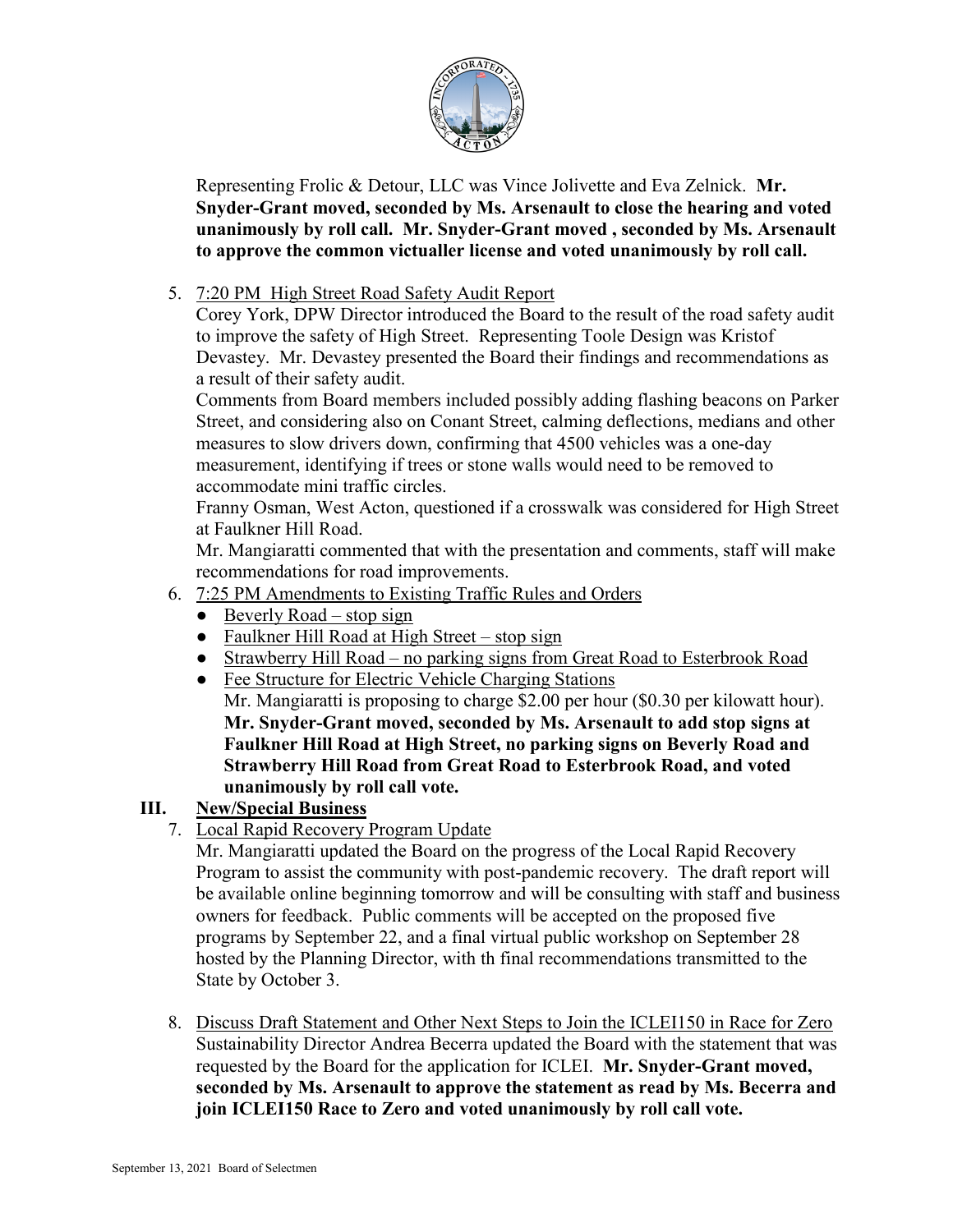Representing Frolic & Detour, LLC was Vince Jolivette and Eva Zelnick. **Mr. Snyder-Grant moved, seconded by Ms. Arsenault to close the hearing and voted unanimously by roll call. Mr. Snyder-Grant moved , seconded by Ms. Arsenault to approve the common victualler license and voted unanimously by roll call.**

5. 7:20 PM High Street Road Safety Audit Report
   Corey York, DPW Director introduced the Board to the result of the road safety audit to improve the safety of High Street. Representing Toole Design was Kristof Devastey. Mr. Devastey presented the Board their findings and recommendations as a result of their safety audit.
   Comments from Board members included possibly adding flashing beacons on Parker Street, and considering also on Conant Street, calming deflections, medians and other measures to slow drivers down, confirming that 4500 vehicles was a one-day measurement, identifying if trees or stone walls would need to be removed to accommodate mini traffic circles.
   Franny Osman, West Acton, questioned if a crosswalk was considered for High Street at Faulkner Hill Road.
   Mr. Mangiaratti commented that with the presentation and comments, staff will make recommendations for road improvements.
6. 7:25 PM Amendments to Existing Traffic Rules and Orders
   - Beverly Road – stop sign
   - Faulkner Hill Road at High Street – stop sign
   - Strawberry Hill Road – no parking signs from Great Road to Esterbrook Road
   - Fee Structure for Electric Vehicle Charging Stations
     Mr. Mangiaratti is proposing to charge \$2.00 per hour (\$0.30 per kilowatt hour). **Mr. Snyder-Grant moved, seconded by Ms. Arsenault to add stop signs at Faulkner Hill Road at High Street, no parking signs on Beverly Road and Strawberry Hill Road from Great Road to Esterbrook Road, and voted unanimously by roll call vote.**

## III. New/Special Business

7. Local Rapid Recovery Program Update
   Mr. Mangiaratti updated the Board on the progress of the Local Rapid Recovery Program to assist the community with post-pandemic recovery. The draft report will be available online beginning tomorrow and will be consulting with staff and business owners for feedback. Public comments will be accepted on the proposed five programs by September 22, and a final virtual public workshop on September 28 hosted by the Planning Director, with th final recommendations transmitted to the State by October 3.

8. Discuss Draft Statement and Other Next Steps to Join the ICLEI150 in Race for Zero
   Sustainability Director Andrea Becerra updated the Board with the statement that was requested by the Board for the application for ICLEI. **Mr. Snyder-Grant moved, seconded by Ms. Arsenault to approve the statement as read by Ms. Becerra and join ICLEI150 Race to Zero and voted unanimously by roll call vote.**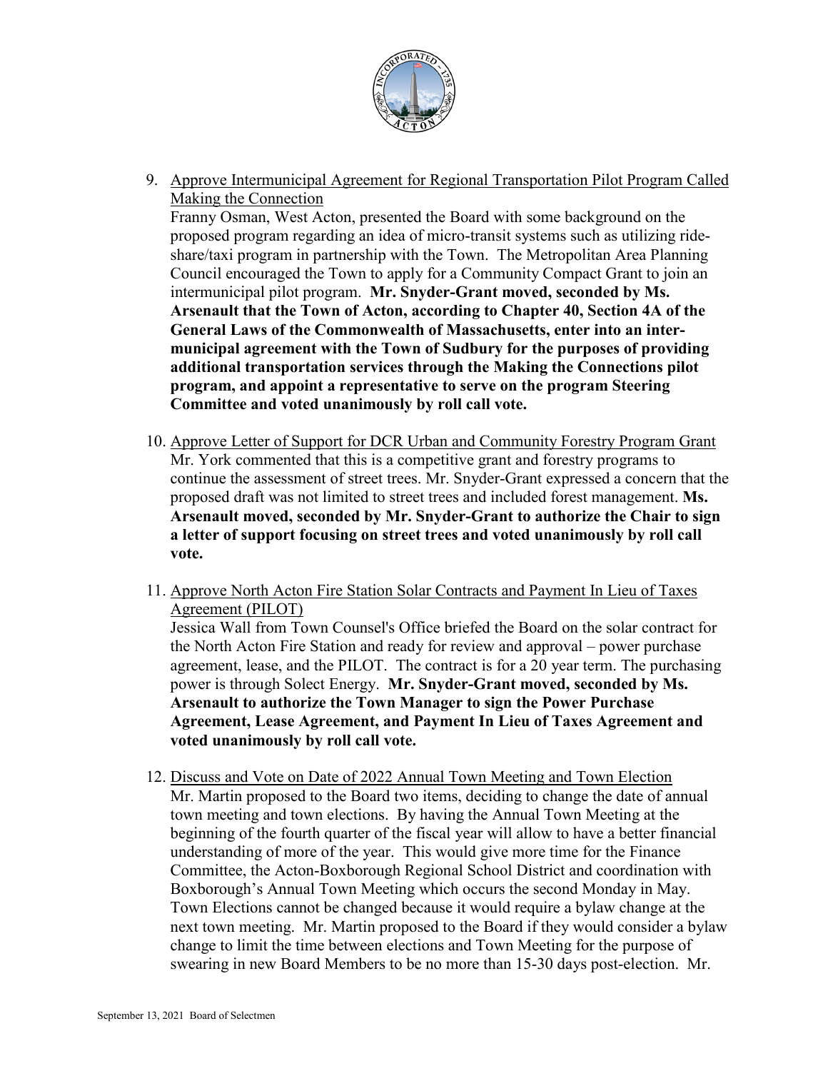9. <u>Approve Intermunicipal Agreement for Regional Transportation Pilot Program Called Making the Connection</u>
   Franny Osman, West Acton, presented the Board with some background on the proposed program regarding an idea of micro-transit systems such as utilizing ride-share/taxi program in partnership with the Town. The Metropolitan Area Planning Council encouraged the Town to apply for a Community Compact Grant to join an intermunicipal pilot program. **Mr. Snyder-Grant moved, seconded by Ms. Arsenault that the Town of Acton, according to Chapter 40, Section 4A of the General Laws of the Commonwealth of Massachusetts, enter into an inter-municipal agreement with the Town of Sudbury for the purposes of providing additional transportation services through the Making the Connections pilot program, and appoint a representative to serve on the program Steering Committee and voted unanimously by roll call vote.**

10. <u>Approve Letter of Support for DCR Urban and Community Forestry Program Grant</u>
    Mr. York commented that this is a competitive grant and forestry programs to continue the assessment of street trees. Mr. Snyder-Grant expressed a concern that the proposed draft was not limited to street trees and included forest management. **Ms. Arsenault moved, seconded by Mr. Snyder-Grant to authorize the Chair to sign a letter of support focusing on street trees and voted unanimously by roll call vote.**

11. <u>Approve North Acton Fire Station Solar Contracts and Payment In Lieu of Taxes Agreement (PILOT)</u>
    Jessica Wall from Town Counsel's Office briefed the Board on the solar contract for the North Acton Fire Station and ready for review and approval – power purchase agreement, lease, and the PILOT. The contract is for a 20 year term. The purchasing power is through Solect Energy. **Mr. Snyder-Grant moved, seconded by Ms. Arsenault to authorize the Town Manager to sign the Power Purchase Agreement, Lease Agreement, and Payment In Lieu of Taxes Agreement and voted unanimously by roll call vote.**

12. <u>Discuss and Vote on Date of 2022 Annual Town Meeting and Town Election</u>
    Mr. Martin proposed to the Board two items, deciding to change the date of annual town meeting and town elections. By having the Annual Town Meeting at the beginning of the fourth quarter of the fiscal year will allow to have a better financial understanding of more of the year. This would give more time for the Finance Committee, the Acton-Boxborough Regional School District and coordination with Boxborough's Annual Town Meeting which occurs the second Monday in May. Town Elections cannot be changed because it would require a bylaw change at the next town meeting. Mr. Martin proposed to the Board if they would consider a bylaw change to limit the time between elections and Town Meeting for the purpose of swearing in new Board Members to be no more than 15-30 days post-election. Mr.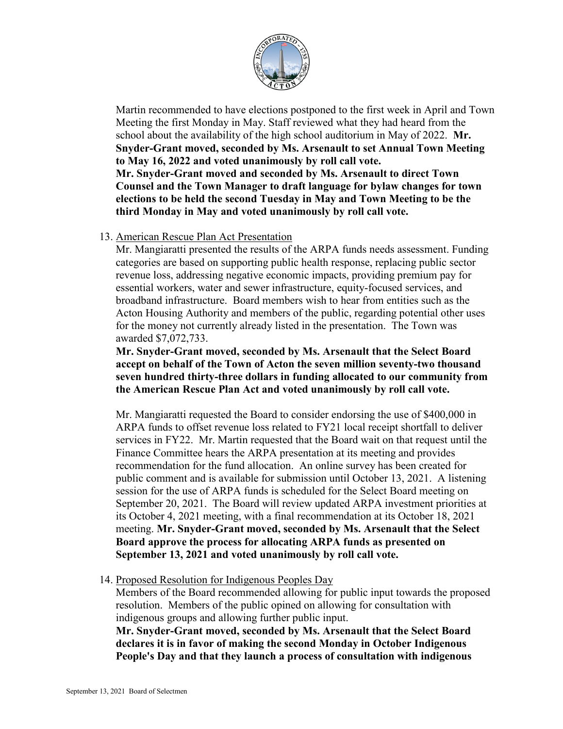Martin recommended to have elections postponed to the first week in April and Town Meeting the first Monday in May. Staff reviewed what they had heard from the school about the availability of the high school auditorium in May of 2022. **Mr. Snyder-Grant moved, seconded by Ms. Arsenault to set Annual Town Meeting to May 16, 2022 and voted unanimously by roll call vote.**

**Mr. Snyder-Grant moved and seconded by Ms. Arsenault to direct Town Counsel and the Town Manager to draft language for bylaw changes for town elections to be held the second Tuesday in May and Town Meeting to be the third Monday in May and voted unanimously by roll call vote.**

13. American Rescue Plan Act Presentation

Mr. Mangiaratti presented the results of the ARPA funds needs assessment. Funding categories are based on supporting public health response, replacing public sector revenue loss, addressing negative economic impacts, providing premium pay for essential workers, water and sewer infrastructure, equity-focused services, and broadband infrastructure. Board members wish to hear from entities such as the Acton Housing Authority and members of the public, regarding potential other uses for the money not currently already listed in the presentation. The Town was awarded $7,072,733.

**Mr. Snyder-Grant moved, seconded by Ms. Arsenault that the Select Board accept on behalf of the Town of Acton the seven million seventy-two thousand seven hundred thirty-three dollars in funding allocated to our community from the American Rescue Plan Act and voted unanimously by roll call vote.**

Mr. Mangiaratti requested the Board to consider endorsing the use of $400,000 in ARPA funds to offset revenue loss related to FY21 local receipt shortfall to deliver services in FY22. Mr. Martin requested that the Board wait on that request until the Finance Committee hears the ARPA presentation at its meeting and provides recommendation for the fund allocation. An online survey has been created for public comment and is available for submission until October 13, 2021. A listening session for the use of ARPA funds is scheduled for the Select Board meeting on September 20, 2021. The Board will review updated ARPA investment priorities at its October 4, 2021 meeting, with a final recommendation at its October 18, 2021 meeting. **Mr. Snyder-Grant moved, seconded by Ms. Arsenault that the Select Board approve the process for allocating ARPA funds as presented on September 13, 2021 and voted unanimously by roll call vote.**

14. Proposed Resolution for Indigenous Peoples Day

Members of the Board recommended allowing for public input towards the proposed resolution. Members of the public opined on allowing for consultation with indigenous groups and allowing further public input.

**Mr. Snyder-Grant moved, seconded by Ms. Arsenault that the Select Board declares it is in favor of making the second Monday in October Indigenous People's Day and that they launch a process of consultation with indigenous**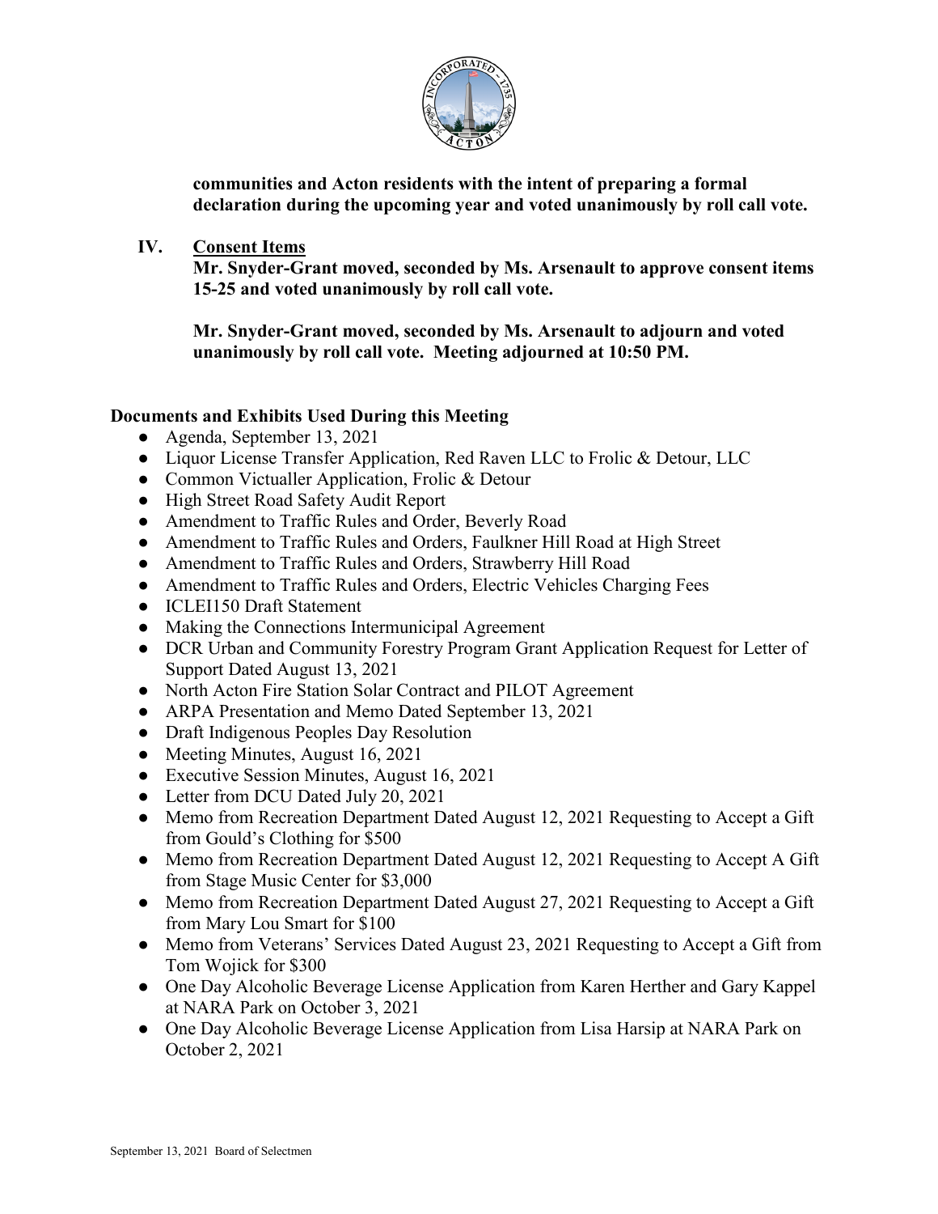**communities and Acton residents with the intent of preparing a formal declaration during the upcoming year and voted unanimously by roll call vote.**

## IV. Consent Items

**Mr. Snyder-Grant moved, seconded by Ms. Arsenault to approve consent items 15-25 and voted unanimously by roll call vote.**

**Mr. Snyder-Grant moved, seconded by Ms. Arsenault to adjourn and voted unanimously by roll call vote. Meeting adjourned at 10:50 PM.**

### Documents and Exhibits Used During this Meeting

- Agenda, September 13, 2021
- Liquor License Transfer Application, Red Raven LLC to Frolic & Detour, LLC
- Common Victualler Application, Frolic & Detour
- High Street Road Safety Audit Report
- Amendment to Traffic Rules and Order, Beverly Road
- Amendment to Traffic Rules and Orders, Faulkner Hill Road at High Street
- Amendment to Traffic Rules and Orders, Strawberry Hill Road
- Amendment to Traffic Rules and Orders, Electric Vehicles Charging Fees
- ICLEI150 Draft Statement
- Making the Connections Intermunicipal Agreement
- DCR Urban and Community Forestry Program Grant Application Request for Letter of Support Dated August 13, 2021
- North Acton Fire Station Solar Contract and PILOT Agreement
- ARPA Presentation and Memo Dated September 13, 2021
- Draft Indigenous Peoples Day Resolution
- Meeting Minutes, August 16, 2021
- Executive Session Minutes, August 16, 2021
- Letter from DCU Dated July 20, 2021
- Memo from Recreation Department Dated August 12, 2021 Requesting to Accept a Gift from Gould's Clothing for $500
- Memo from Recreation Department Dated August 12, 2021 Requesting to Accept A Gift from Stage Music Center for $3,000
- Memo from Recreation Department Dated August 27, 2021 Requesting to Accept a Gift from Mary Lou Smart for $100
- Memo from Veterans' Services Dated August 23, 2021 Requesting to Accept a Gift from Tom Wojick for $300
- One Day Alcoholic Beverage License Application from Karen Herther and Gary Kappel at NARA Park on October 3, 2021
- One Day Alcoholic Beverage License Application from Lisa Harsip at NARA Park on October 2, 2021